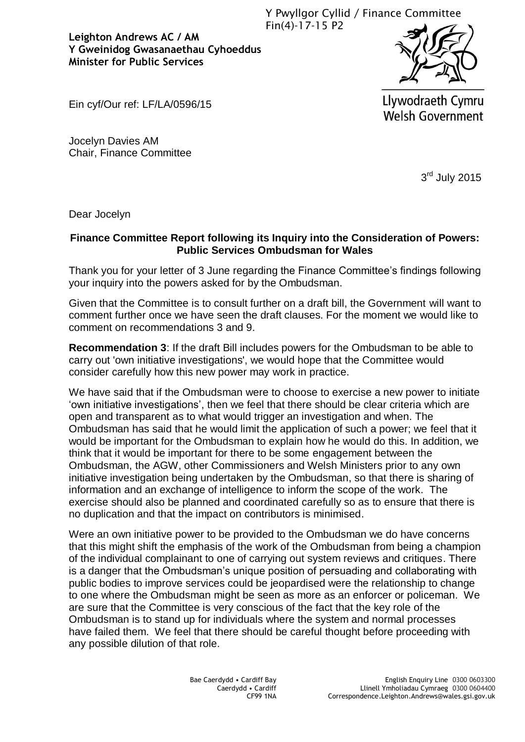Y Pwyllgor Cyllid / Finance Committee
Fin(4)-17-15 P2

**Leighton Andrews AC / AM**
**Y Gweinidog Gwasanaethau Cyhoeddus**
**Minister for Public Services**

Llywodraeth Cymru
Welsh Government

Ein cyf/Our ref: LF/LA/0596/15

Jocelyn Davies AM
Chair, Finance Committee

3rd July 2015

Dear Jocelyn

**Finance Committee Report following its Inquiry into the Consideration of Powers: Public Services Ombudsman for Wales**

Thank you for your letter of 3 June regarding the Finance Committee's findings following your inquiry into the powers asked for by the Ombudsman.

Given that the Committee is to consult further on a draft bill, the Government will want to comment further once we have seen the draft clauses. For the moment we would like to comment on recommendations 3 and 9.

**Recommendation 3**: If the draft Bill includes powers for the Ombudsman to be able to carry out 'own initiative investigations', we would hope that the Committee would consider carefully how this new power may work in practice.

We have said that if the Ombudsman were to choose to exercise a new power to initiate 'own initiative investigations', then we feel that there should be clear criteria which are open and transparent as to what would trigger an investigation and when. The Ombudsman has said that he would limit the application of such a power; we feel that it would be important for the Ombudsman to explain how he would do this. In addition, we think that it would be important for there to be some engagement between the Ombudsman, the AGW, other Commissioners and Welsh Ministers prior to any own initiative investigation being undertaken by the Ombudsman, so that there is sharing of information and an exchange of intelligence to inform the scope of the work. The exercise should also be planned and coordinated carefully so as to ensure that there is no duplication and that the impact on contributors is minimised.

Were an own initiative power to be provided to the Ombudsman we do have concerns that this might shift the emphasis of the work of the Ombudsman from being a champion of the individual complainant to one of carrying out system reviews and critiques. There is a danger that the Ombudsman's unique position of persuading and collaborating with public bodies to improve services could be jeopardised were the relationship to change to one where the Ombudsman might be seen as more as an enforcer or policeman. We are sure that the Committee is very conscious of the fact that the key role of the Ombudsman is to stand up for individuals where the system and normal processes have failed them. We feel that there should be careful thought before proceeding with any possible dilution of that role.

Bae Caerdydd • Cardiff Bay
Caerdydd • Cardiff
CF99 1NA

English Enquiry Line 0300 0603300
Llinell Ymholiadau Cymraeg 0300 0604400
Correspondence.Leighton.Andrews@wales.gsi.gov.uk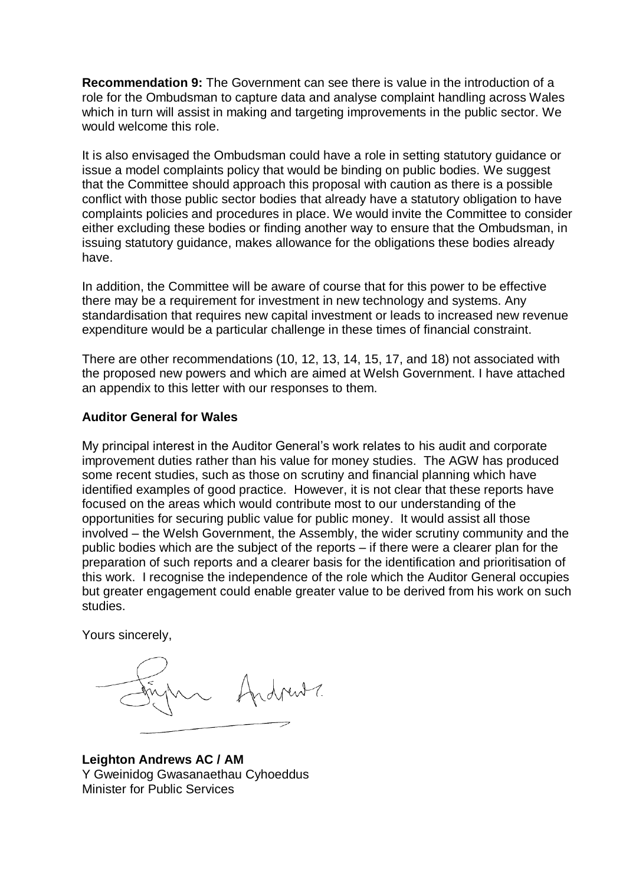**Recommendation 9:** The Government can see there is value in the introduction of a role for the Ombudsman to capture data and analyse complaint handling across Wales which in turn will assist in making and targeting improvements in the public sector. We would welcome this role.

It is also envisaged the Ombudsman could have a role in setting statutory guidance or issue a model complaints policy that would be binding on public bodies. We suggest that the Committee should approach this proposal with caution as there is a possible conflict with those public sector bodies that already have a statutory obligation to have complaints policies and procedures in place. We would invite the Committee to consider either excluding these bodies or finding another way to ensure that the Ombudsman, in issuing statutory guidance, makes allowance for the obligations these bodies already have.

In addition, the Committee will be aware of course that for this power to be effective there may be a requirement for investment in new technology and systems. Any standardisation that requires new capital investment or leads to increased new revenue expenditure would be a particular challenge in these times of financial constraint.

There are other recommendations (10, 12, 13, 14, 15, 17, and 18) not associated with the proposed new powers and which are aimed at Welsh Government. I have attached an appendix to this letter with our responses to them.

**Auditor General for Wales**

My principal interest in the Auditor General's work relates to his audit and corporate improvement duties rather than his value for money studies. The AGW has produced some recent studies, such as those on scrutiny and financial planning which have identified examples of good practice. However, it is not clear that these reports have focused on the areas which would contribute most to our understanding of the opportunities for securing public value for public money. It would assist all those involved – the Welsh Government, the Assembly, the wider scrutiny community and the public bodies which are the subject of the reports – if there were a clearer plan for the preparation of such reports and a clearer basis for the identification and prioritisation of this work. I recognise the independence of the role which the Auditor General occupies but greater engagement could enable greater value to be derived from his work on such studies.

Yours sincerely,

**Leighton Andrews AC / AM**
Y Gweinidog Gwasanaethau Cyhoeddus
Minister for Public Services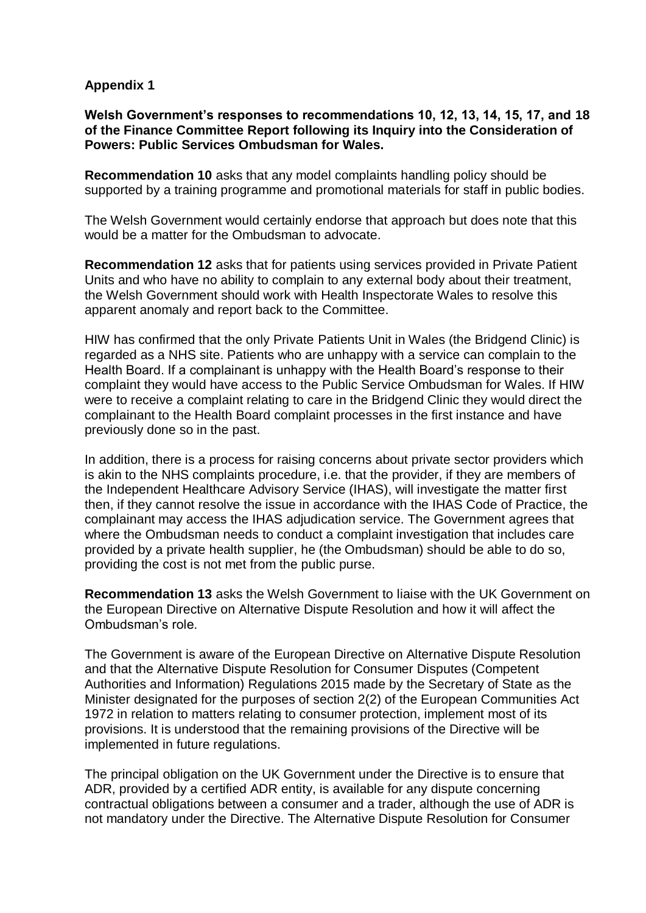**Appendix 1**

**Welsh Government's responses to recommendations 10, 12, 13, 14, 15, 17, and 18 of the Finance Committee Report following its Inquiry into the Consideration of Powers: Public Services Ombudsman for Wales.**

**Recommendation 10** asks that any model complaints handling policy should be supported by a training programme and promotional materials for staff in public bodies.

The Welsh Government would certainly endorse that approach but does note that this would be a matter for the Ombudsman to advocate.

**Recommendation 12** asks that for patients using services provided in Private Patient Units and who have no ability to complain to any external body about their treatment, the Welsh Government should work with Health Inspectorate Wales to resolve this apparent anomaly and report back to the Committee.

HIW has confirmed that the only Private Patients Unit in Wales (the Bridgend Clinic) is regarded as a NHS site. Patients who are unhappy with a service can complain to the Health Board. If a complainant is unhappy with the Health Board's response to their complaint they would have access to the Public Service Ombudsman for Wales. If HIW were to receive a complaint relating to care in the Bridgend Clinic they would direct the complainant to the Health Board complaint processes in the first instance and have previously done so in the past.

In addition, there is a process for raising concerns about private sector providers which is akin to the NHS complaints procedure, i.e. that the provider, if they are members of the Independent Healthcare Advisory Service (IHAS), will investigate the matter first then, if they cannot resolve the issue in accordance with the IHAS Code of Practice, the complainant may access the IHAS adjudication service. The Government agrees that where the Ombudsman needs to conduct a complaint investigation that includes care provided by a private health supplier, he (the Ombudsman) should be able to do so, providing the cost is not met from the public purse.

**Recommendation 13** asks the Welsh Government to liaise with the UK Government on the European Directive on Alternative Dispute Resolution and how it will affect the Ombudsman's role.

The Government is aware of the European Directive on Alternative Dispute Resolution and that the Alternative Dispute Resolution for Consumer Disputes (Competent Authorities and Information) Regulations 2015 made by the Secretary of State as the Minister designated for the purposes of section 2(2) of the European Communities Act 1972 in relation to matters relating to consumer protection, implement most of its provisions. It is understood that the remaining provisions of the Directive will be implemented in future regulations.

The principal obligation on the UK Government under the Directive is to ensure that ADR, provided by a certified ADR entity, is available for any dispute concerning contractual obligations between a consumer and a trader, although the use of ADR is not mandatory under the Directive. The Alternative Dispute Resolution for Consumer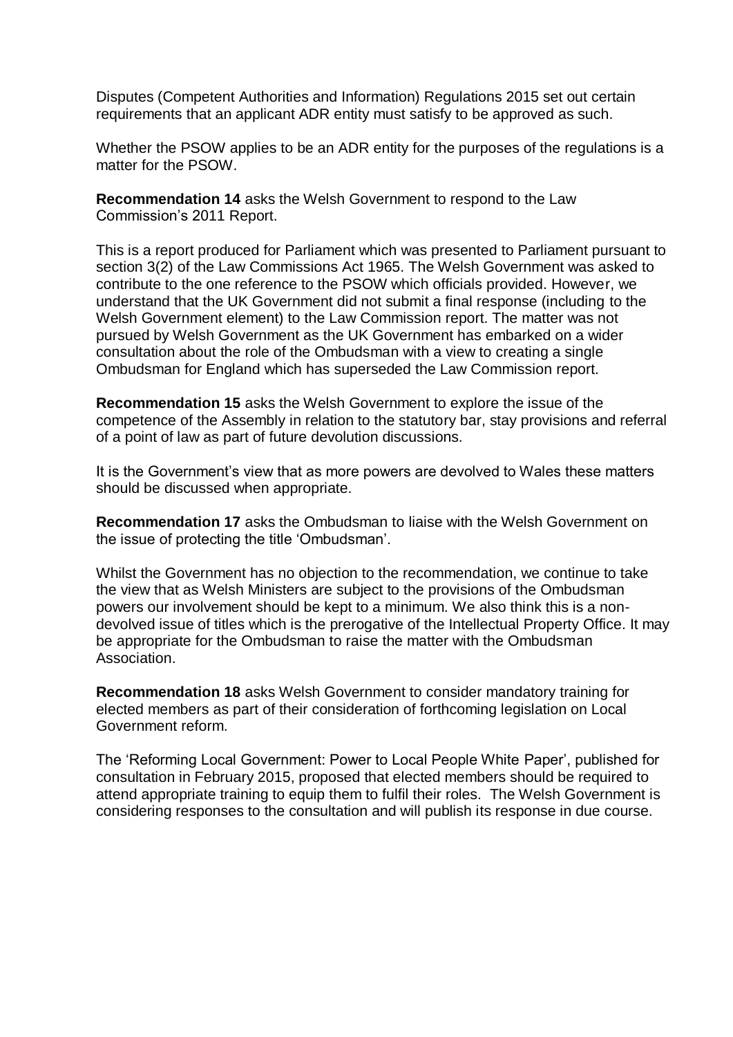Disputes (Competent Authorities and Information) Regulations 2015 set out certain requirements that an applicant ADR entity must satisfy to be approved as such.

Whether the PSOW applies to be an ADR entity for the purposes of the regulations is a matter for the PSOW.

**Recommendation 14** asks the Welsh Government to respond to the Law Commission's 2011 Report.

This is a report produced for Parliament which was presented to Parliament pursuant to section 3(2) of the Law Commissions Act 1965. The Welsh Government was asked to contribute to the one reference to the PSOW which officials provided. However, we understand that the UK Government did not submit a final response (including to the Welsh Government element) to the Law Commission report. The matter was not pursued by Welsh Government as the UK Government has embarked on a wider consultation about the role of the Ombudsman with a view to creating a single Ombudsman for England which has superseded the Law Commission report.

**Recommendation 15** asks the Welsh Government to explore the issue of the competence of the Assembly in relation to the statutory bar, stay provisions and referral of a point of law as part of future devolution discussions.

It is the Government's view that as more powers are devolved to Wales these matters should be discussed when appropriate.

**Recommendation 17** asks the Ombudsman to liaise with the Welsh Government on the issue of protecting the title 'Ombudsman'.

Whilst the Government has no objection to the recommendation, we continue to take the view that as Welsh Ministers are subject to the provisions of the Ombudsman powers our involvement should be kept to a minimum. We also think this is a non-devolved issue of titles which is the prerogative of the Intellectual Property Office. It may be appropriate for the Ombudsman to raise the matter with the Ombudsman Association.

**Recommendation 18** asks Welsh Government to consider mandatory training for elected members as part of their consideration of forthcoming legislation on Local Government reform.

The 'Reforming Local Government: Power to Local People White Paper', published for consultation in February 2015, proposed that elected members should be required to attend appropriate training to equip them to fulfil their roles. The Welsh Government is considering responses to the consultation and will publish its response in due course.